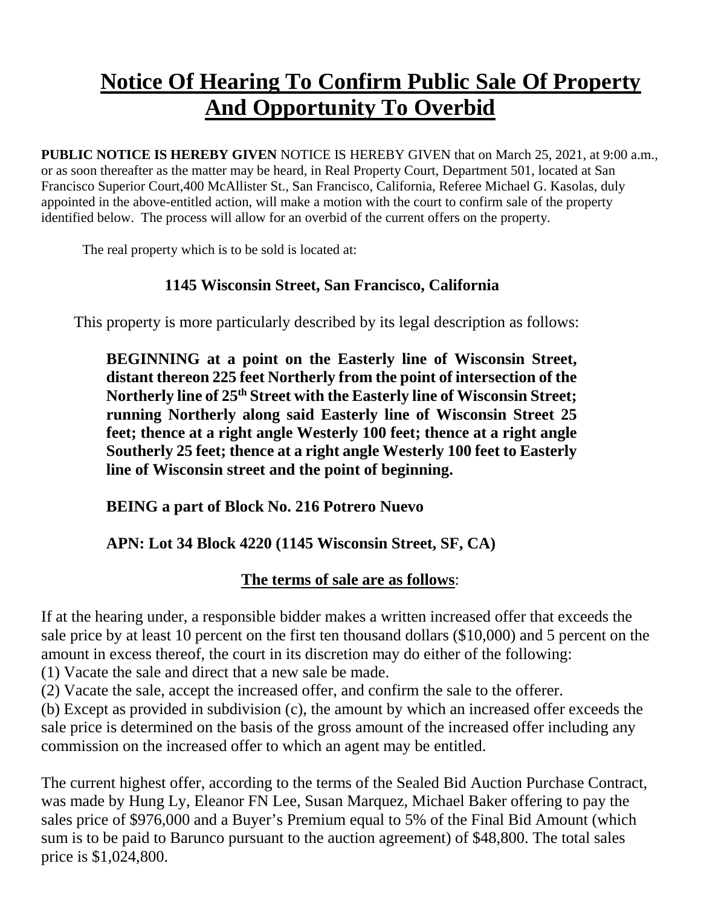# Notice Of Hearing To Confirm Public Sale Of Property And Opportunity To Overbid

**PUBLIC NOTICE IS HEREBY GIVEN** NOTICE IS HEREBY GIVEN that on March 25, 2021, at 9:00 a.m., or as soon thereafter as the matter may be heard, in Real Property Court, Department 501, located at San Francisco Superior Court,400 McAllister St., San Francisco, California, Referee Michael G. Kasolas, duly appointed in the above-entitled action, will make a motion with the court to confirm sale of the property identified below. The process will allow for an overbid of the current offers on the property.

The real property which is to be sold is located at:

**1145 Wisconsin Street, San Francisco, California**

This property is more particularly described by its legal description as follows:

**BEGINNING at a point on the Easterly line of Wisconsin Street, distant thereon 225 feet Northerly from the point of intersection of the Northerly line of 25th Street with the Easterly line of Wisconsin Street; running Northerly along said Easterly line of Wisconsin Street 25 feet; thence at a right angle Westerly 100 feet; thence at a right angle Southerly 25 feet; thence at a right angle Westerly 100 feet to Easterly line of Wisconsin street and the point of beginning.**

**BEING a part of Block No. 216 Potrero Nuevo**

**APN: Lot 34 Block 4220 (1145 Wisconsin Street, SF, CA)**

**The terms of sale are as follows**:

If at the hearing under, a responsible bidder makes a written increased offer that exceeds the sale price by at least 10 percent on the first ten thousand dollars ($10,000) and 5 percent on the amount in excess thereof, the court in its discretion may do either of the following:
(1) Vacate the sale and direct that a new sale be made.
(2) Vacate the sale, accept the increased offer, and confirm the sale to the offerer.
(b) Except as provided in subdivision (c), the amount by which an increased offer exceeds the sale price is determined on the basis of the gross amount of the increased offer including any commission on the increased offer to which an agent may be entitled.

The current highest offer, according to the terms of the Sealed Bid Auction Purchase Contract, was made by Hung Ly, Eleanor FN Lee, Susan Marquez, Michael Baker offering to pay the sales price of $976,000 and a Buyer's Premium equal to 5% of the Final Bid Amount (which sum is to be paid to Barunco pursuant to the auction agreement) of $48,800. The total sales price is $1,024,800.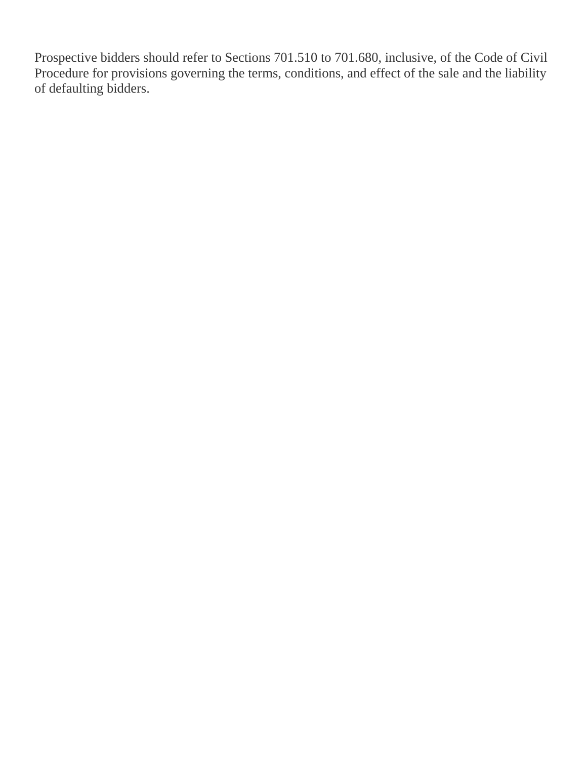Prospective bidders should refer to Sections 701.510 to 701.680, inclusive, of the Code of Civil Procedure for provisions governing the terms, conditions, and effect of the sale and the liability of defaulting bidders.